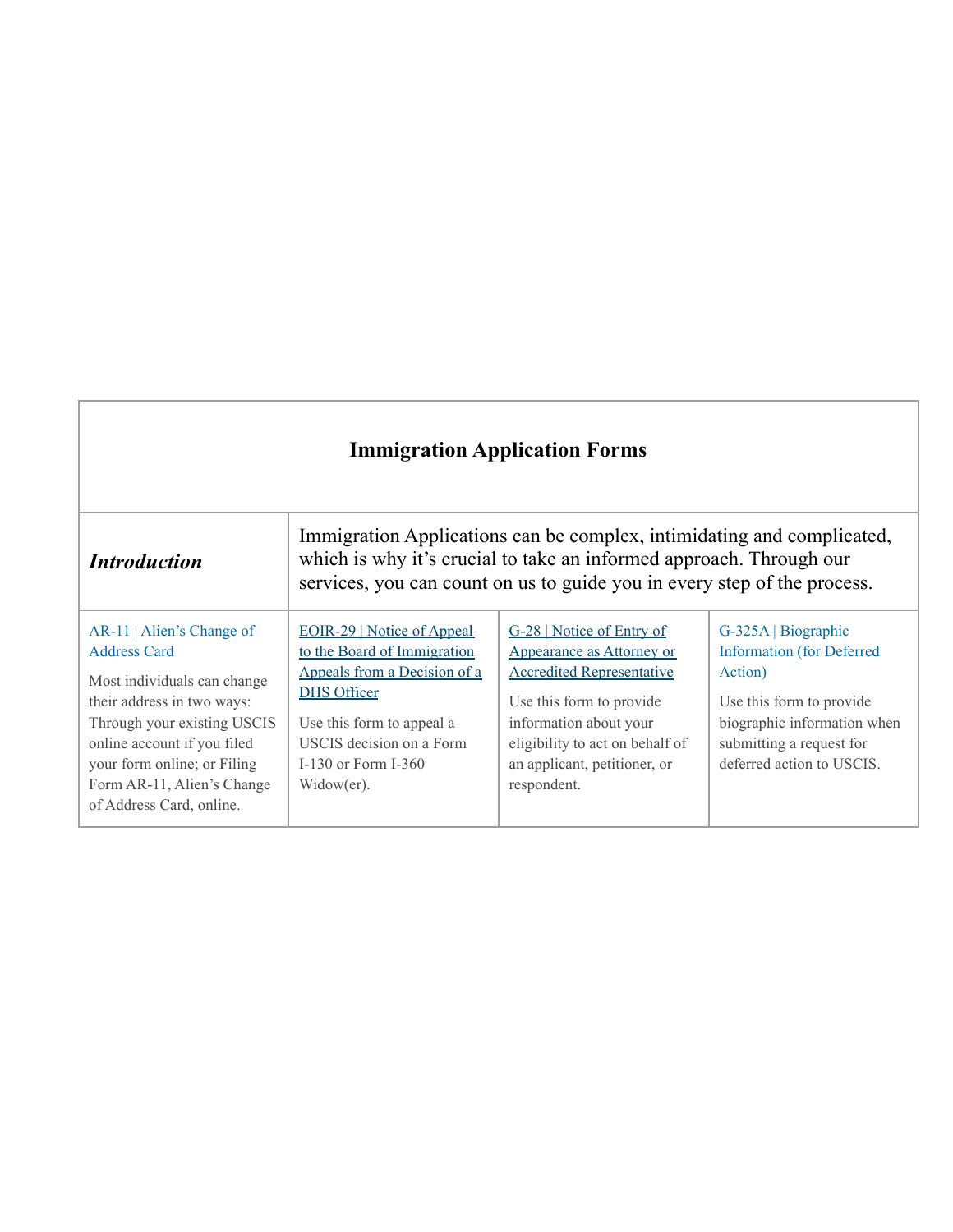| Immigration Application Forms | | | |
|---|---|---|---|
| ***Introduction*** | Immigration Applications can be complex, intimidating and complicated, which is why it's crucial to take an informed approach. Through our services, you can count on us to guide you in every step of the process. | | |
| AR-11 \| Alien's Change of Address Card<br><br>Most individuals can change their address in two ways: Through your existing USCIS online account if you filed your form online; or Filing Form AR-11, Alien's Change of Address Card, online. | EOIR-29 \| Notice of Appeal to the Board of Immigration Appeals from a Decision of a DHS Officer<br><br>Use this form to appeal a USCIS decision on a Form I-130 or Form I-360 Widow(er). | G-28 \| Notice of Entry of Appearance as Attorney or Accredited Representative<br><br>Use this form to provide information about your eligibility to act on behalf of an applicant, petitioner, or respondent. | G-325A \| Biographic Information (for Deferred Action)<br><br>Use this form to provide biographic information when submitting a request for deferred action to USCIS. |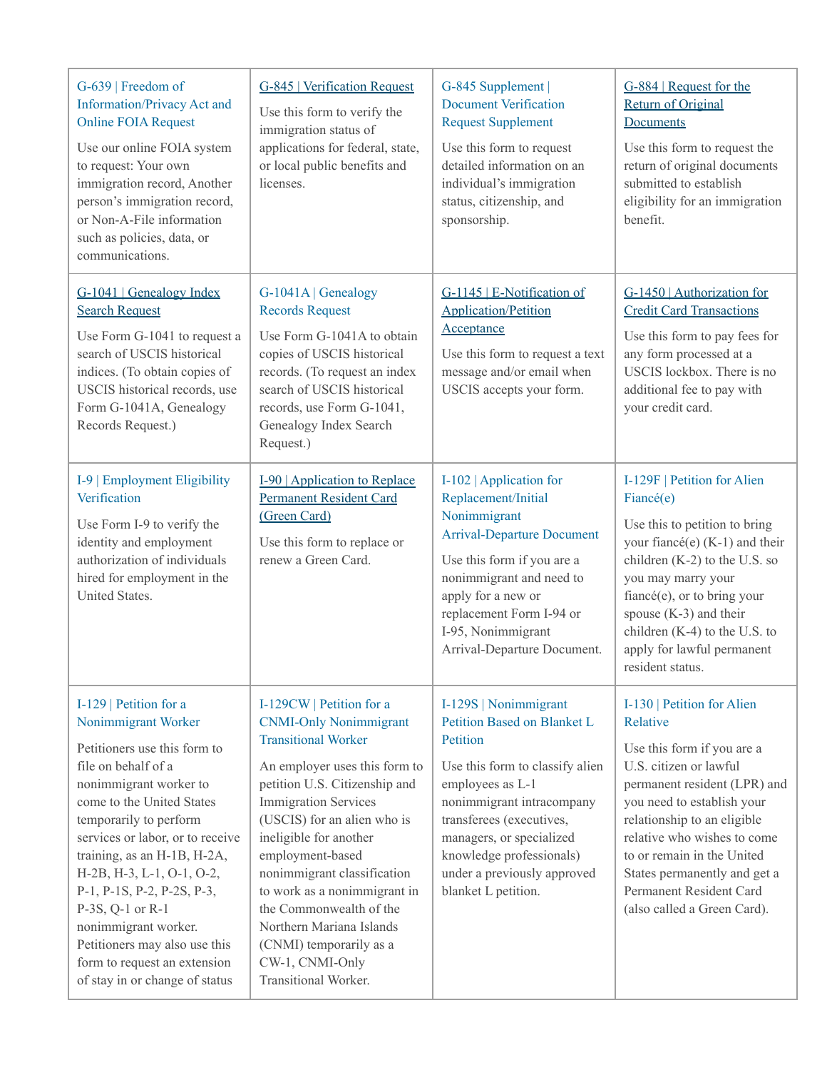| G-639 \| Freedom of Information/Privacy Act and Online FOIA Request<br><br>Use our online FOIA system to request: Your own immigration record, Another person's immigration record, or Non-A-File information such as policies, data, or communications. | G-845 \| Verification Request<br><br>Use this form to verify the immigration status of applications for federal, state, or local public benefits and licenses. | G-845 Supplement \| Document Verification Request Supplement<br><br>Use this form to request detailed information on an individual's immigration status, citizenship, and sponsorship. | G-884 \| Request for the Return of Original Documents<br><br>Use this form to request the return of original documents submitted to establish eligibility for an immigration benefit. |
|---|---|---|---|
| G-1041 \| Genealogy Index Search Request<br><br>Use Form G-1041 to request a search of USCIS historical indices. (To obtain copies of USCIS historical records, use Form G-1041A, Genealogy Records Request.) | G-1041A \| Genealogy Records Request<br><br>Use Form G-1041A to obtain copies of USCIS historical records. (To request an index search of USCIS historical records, use Form G-1041, Genealogy Index Search Request.) | G-1145 \| E-Notification of Application/Petition Acceptance<br><br>Use this form to request a text message and/or email when USCIS accepts your form. | G-1450 \| Authorization for Credit Card Transactions<br><br>Use this form to pay fees for any form processed at a USCIS lockbox. There is no additional fee to pay with your credit card. |
| I-9 \| Employment Eligibility Verification<br><br>Use Form I-9 to verify the identity and employment authorization of individuals hired for employment in the United States. | I-90 \| Application to Replace Permanent Resident Card (Green Card)<br><br>Use this form to replace or renew a Green Card. | I-102 \| Application for Replacement/Initial Nonimmigrant Arrival-Departure Document<br><br>Use this form if you are a nonimmigrant and need to apply for a new or replacement Form I-94 or I-95, Nonimmigrant Arrival-Departure Document. | I-129F \| Petition for Alien Fiancé(e)<br><br>Use this to petition to bring your fiancé(e) (K-1) and their children (K-2) to the U.S. so you may marry your fiancé(e), or to bring your spouse (K-3) and their children (K-4) to the U.S. to apply for lawful permanent resident status. |
| I-129 \| Petition for a Nonimmigrant Worker<br><br>Petitioners use this form to file on behalf of a nonimmigrant worker to come to the United States temporarily to perform services or labor, or to receive training, as an H-1B, H-2A, H-2B, H-3, L-1, O-1, O-2, P-1, P-1S, P-2, P-2S, P-3, P-3S, Q-1 or R-1 nonimmigrant worker. Petitioners may also use this form to request an extension of stay in or change of status | I-129CW \| Petition for a CNMI-Only Nonimmigrant Transitional Worker<br><br>An employer uses this form to petition U.S. Citizenship and Immigration Services (USCIS) for an alien who is ineligible for another employment-based nonimmigrant classification to work as a nonimmigrant in the Commonwealth of the Northern Mariana Islands (CNMI) temporarily as a CW-1, CNMI-Only Transitional Worker. | I-129S \| Nonimmigrant Petition Based on Blanket L Petition<br><br>Use this form to classify alien employees as L-1 nonimmigrant intracompany transferees (executives, managers, or specialized knowledge professionals) under a previously approved blanket L petition. | I-130 \| Petition for Alien Relative<br><br>Use this form if you are a U.S. citizen or lawful permanent resident (LPR) and you need to establish your relationship to an eligible relative who wishes to come to or remain in the United States permanently and get a Permanent Resident Card (also called a Green Card). |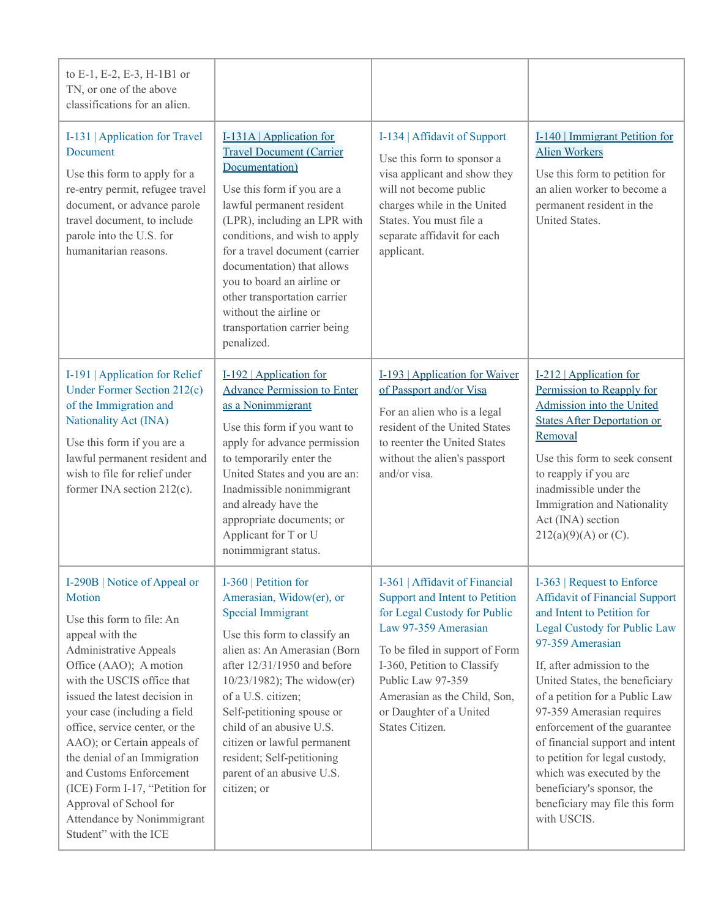| | | | |
|---|---|---|---|
| to E-1, E-2, E-3, H-1B1 or TN, or one of the above classifications for an alien. | | | |
| I-131 \| Application for Travel Document<br><br>Use this form to apply for a re-entry permit, refugee travel document, or advance parole travel document, to include parole into the U.S. for humanitarian reasons. | I-131A \| Application for Travel Document (Carrier Documentation)<br><br>Use this form if you are a lawful permanent resident (LPR), including an LPR with conditions, and wish to apply for a travel document (carrier documentation) that allows you to board an airline or other transportation carrier without the airline or transportation carrier being penalized. | I-134 \| Affidavit of Support<br><br>Use this form to sponsor a visa applicant and show they will not become public charges while in the United States. You must file a separate affidavit for each applicant. | I-140 \| Immigrant Petition for Alien Workers<br><br>Use this form to petition for an alien worker to become a permanent resident in the United States. |
| I-191 \| Application for Relief Under Former Section 212(c) of the Immigration and Nationality Act (INA)<br><br>Use this form if you are a lawful permanent resident and wish to file for relief under former INA section 212(c). | I-192 \| Application for Advance Permission to Enter as a Nonimmigrant<br><br>Use this form if you want to apply for advance permission to temporarily enter the United States and you are an: Inadmissible nonimmigrant and already have the appropriate documents; or Applicant for T or U nonimmigrant status. | I-193 \| Application for Waiver of Passport and/or Visa<br><br>For an alien who is a legal resident of the United States to reenter the United States without the alien's passport and/or visa. | I-212 \| Application for Permission to Reapply for Admission into the United States After Deportation or Removal<br><br>Use this form to seek consent to reapply if you are inadmissible under the Immigration and Nationality Act (INA) section 212(a)(9)(A) or (C). |
| I-290B \| Notice of Appeal or Motion<br><br>Use this form to file: An appeal with the Administrative Appeals Office (AAO); A motion with the USCIS office that issued the latest decision in your case (including a field office, service center, or the AAO); or Certain appeals of the denial of an Immigration and Customs Enforcement (ICE) Form I-17, "Petition for Approval of School for Attendance by Nonimmigrant Student" with the ICE | I-360 \| Petition for Amerasian, Widow(er), or Special Immigrant<br><br>Use this form to classify an alien as: An Amerasian (Born after 12/31/1950 and before 10/23/1982); The widow(er) of a U.S. citizen; Self-petitioning spouse or child of an abusive U.S. citizen or lawful permanent resident; Self-petitioning parent of an abusive U.S. citizen; or | I-361 \| Affidavit of Financial Support and Intent to Petition for Legal Custody for Public Law 97-359 Amerasian<br><br>To be filed in support of Form I-360, Petition to Classify Public Law 97-359 Amerasian as the Child, Son, or Daughter of a United States Citizen. | I-363 \| Request to Enforce Affidavit of Financial Support and Intent to Petition for Legal Custody for Public Law 97-359 Amerasian<br><br>If, after admission to the United States, the beneficiary of a petition for a Public Law 97-359 Amerasian requires enforcement of the guarantee of financial support and intent to petition for legal custody, which was executed by the beneficiary's sponsor, the beneficiary may file this form with USCIS. |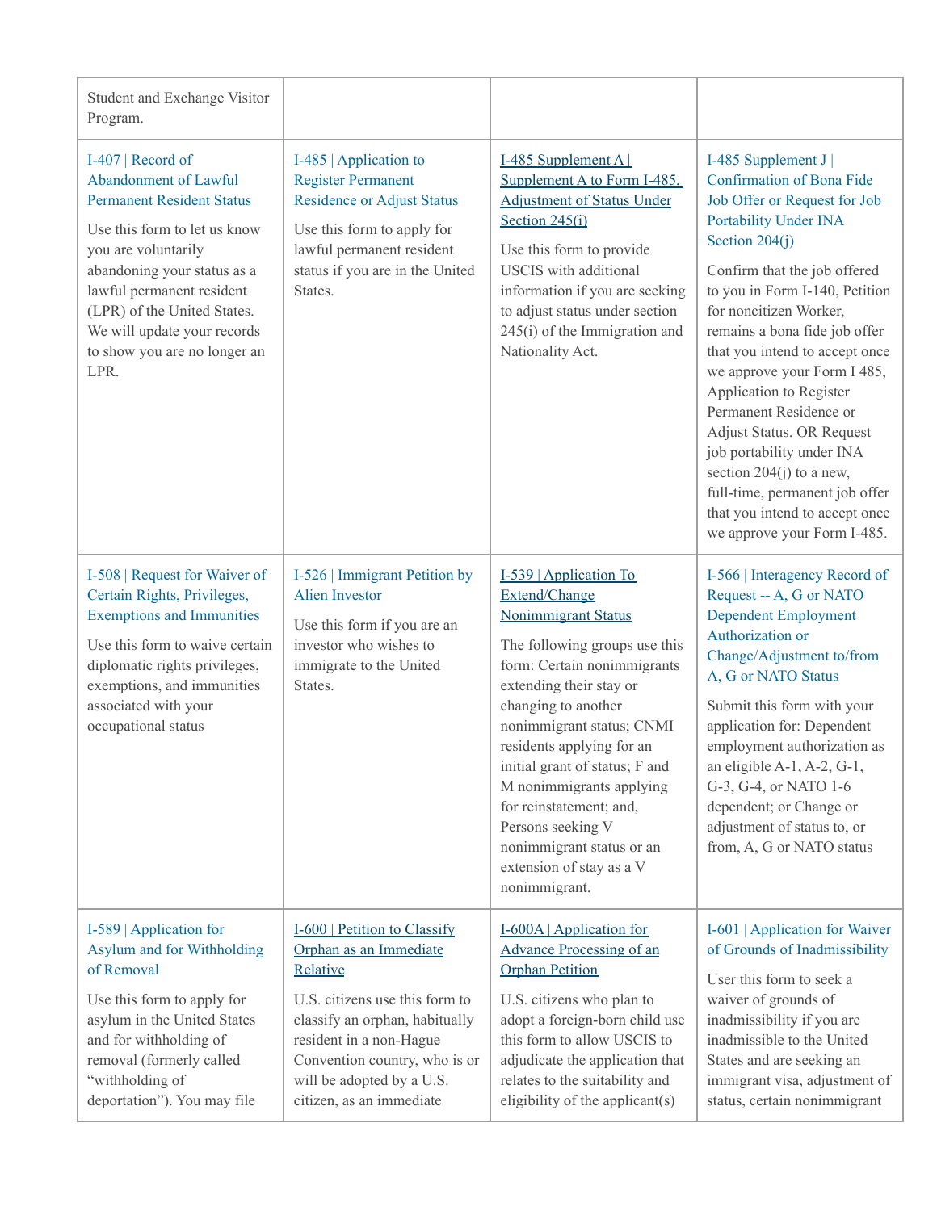| | | | |
|---|---|---|---|
| Student and Exchange Visitor Program. | | | |
| I-407 \| Record of Abandonment of Lawful Permanent Resident Status<br><br>Use this form to let us know you are voluntarily abandoning your status as a lawful permanent resident (LPR) of the United States. We will update your records to show you are no longer an LPR. | I-485 \| Application to Register Permanent Residence or Adjust Status<br><br>Use this form to apply for lawful permanent resident status if you are in the United States. | I-485 Supplement A \| Supplement A to Form I-485, Adjustment of Status Under Section 245(i)<br><br>Use this form to provide USCIS with additional information if you are seeking to adjust status under section 245(i) of the Immigration and Nationality Act. | I-485 Supplement J \| Confirmation of Bona Fide Job Offer or Request for Job Portability Under INA Section 204(j)<br><br>Confirm that the job offered to you in Form I-140, Petition for noncitizen Worker, remains a bona fide job offer that you intend to accept once we approve your Form I 485, Application to Register Permanent Residence or Adjust Status. OR Request job portability under INA section 204(j) to a new, full-time, permanent job offer that you intend to accept once we approve your Form I-485. |
| I-508 \| Request for Waiver of Certain Rights, Privileges, Exemptions and Immunities<br><br>Use this form to waive certain diplomatic rights privileges, exemptions, and immunities associated with your occupational status | I-526 \| Immigrant Petition by Alien Investor<br><br>Use this form if you are an investor who wishes to immigrate to the United States. | I-539 \| Application To Extend/Change Nonimmigrant Status<br><br>The following groups use this form: Certain nonimmigrants extending their stay or changing to another nonimmigrant status; CNMI residents applying for an initial grant of status; F and M nonimmigrants applying for reinstatement; and, Persons seeking V nonimmigrant status or an extension of stay as a V nonimmigrant. | I-566 \| Interagency Record of Request -- A, G or NATO Dependent Employment Authorization or Change/Adjustment to/from A, G or NATO Status<br><br>Submit this form with your application for: Dependent employment authorization as an eligible A-1, A-2, G-1, G-3, G-4, or NATO 1-6 dependent; or Change or adjustment of status to, or from, A, G or NATO status |
| I-589 \| Application for Asylum and for Withholding of Removal<br><br>Use this form to apply for asylum in the United States and for withholding of removal (formerly called "withholding of deportation"). You may file | I-600 \| Petition to Classify Orphan as an Immediate Relative<br><br>U.S. citizens use this form to classify an orphan, habitually resident in a non-Hague Convention country, who is or will be adopted by a U.S. citizen, as an immediate | I-600A \| Application for Advance Processing of an Orphan Petition<br><br>U.S. citizens who plan to adopt a foreign-born child use this form to allow USCIS to adjudicate the application that relates to the suitability and eligibility of the applicant(s) | I-601 \| Application for Waiver of Grounds of Inadmissibility<br><br>User this form to seek a waiver of grounds of inadmissibility if you are inadmissible to the United States and are seeking an immigrant visa, adjustment of status, certain nonimmigrant |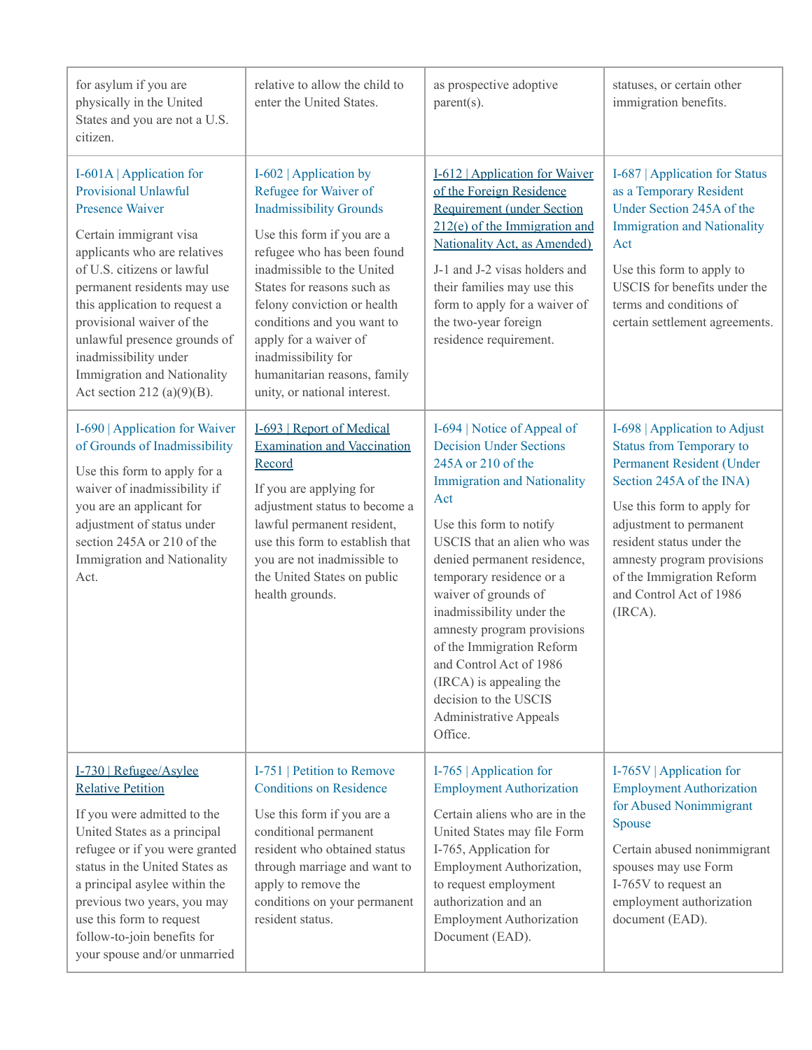| | | | |
|---|---|---|---|
| for asylum if you are physically in the United States and you are not a U.S. citizen. | relative to allow the child to enter the United States. | as prospective adoptive parent(s). | statuses, or certain other immigration benefits. |
| I-601A \| Application for Provisional Unlawful Presence Waiver<br><br>Certain immigrant visa applicants who are relatives of U.S. citizens or lawful permanent residents may use this application to request a provisional waiver of the unlawful presence grounds of inadmissibility under Immigration and Nationality Act section 212 (a)(9)(B). | I-602 \| Application by Refugee for Waiver of Inadmissibility Grounds<br><br>Use this form if you are a refugee who has been found inadmissible to the United States for reasons such as felony conviction or health conditions and you want to apply for a waiver of inadmissibility for humanitarian reasons, family unity, or national interest. | I-612 \| Application for Waiver of the Foreign Residence Requirement (under Section 212(e) of the Immigration and Nationality Act, as Amended)<br><br>J-1 and J-2 visas holders and their families may use this form to apply for a waiver of the two-year foreign residence requirement. | I-687 \| Application for Status as a Temporary Resident Under Section 245A of the Immigration and Nationality Act<br><br>Use this form to apply to USCIS for benefits under the terms and conditions of certain settlement agreements. |
| I-690 \| Application for Waiver of Grounds of Inadmissibility<br><br>Use this form to apply for a waiver of inadmissibility if you are an applicant for adjustment of status under section 245A or 210 of the Immigration and Nationality Act. | I-693 \| Report of Medical Examination and Vaccination Record<br><br>If you are applying for adjustment status to become a lawful permanent resident, use this form to establish that you are not inadmissible to the United States on public health grounds. | I-694 \| Notice of Appeal of Decision Under Sections 245A or 210 of the Immigration and Nationality Act<br><br>Use this form to notify USCIS that an alien who was denied permanent residence, temporary residence or a waiver of grounds of inadmissibility under the amnesty program provisions of the Immigration Reform and Control Act of 1986 (IRCA) is appealing the decision to the USCIS Administrative Appeals Office. | I-698 \| Application to Adjust Status from Temporary to Permanent Resident (Under Section 245A of the INA)<br><br>Use this form to apply for adjustment to permanent resident status under the amnesty program provisions of the Immigration Reform and Control Act of 1986 (IRCA). |
| I-730 \| Refugee/Asylee Relative Petition<br><br>If you were admitted to the United States as a principal refugee or if you were granted status in the United States as a principal asylee within the previous two years, you may use this form to request follow-to-join benefits for your spouse and/or unmarried | I-751 \| Petition to Remove Conditions on Residence<br><br>Use this form if you are a conditional permanent resident who obtained status through marriage and want to apply to remove the conditions on your permanent resident status. | I-765 \| Application for Employment Authorization<br><br>Certain aliens who are in the United States may file Form I-765, Application for Employment Authorization, to request employment authorization and an Employment Authorization Document (EAD). | I-765V \| Application for Employment Authorization for Abused Nonimmigrant Spouse<br><br>Certain abused nonimmigrant spouses may use Form I-765V to request an employment authorization document (EAD). |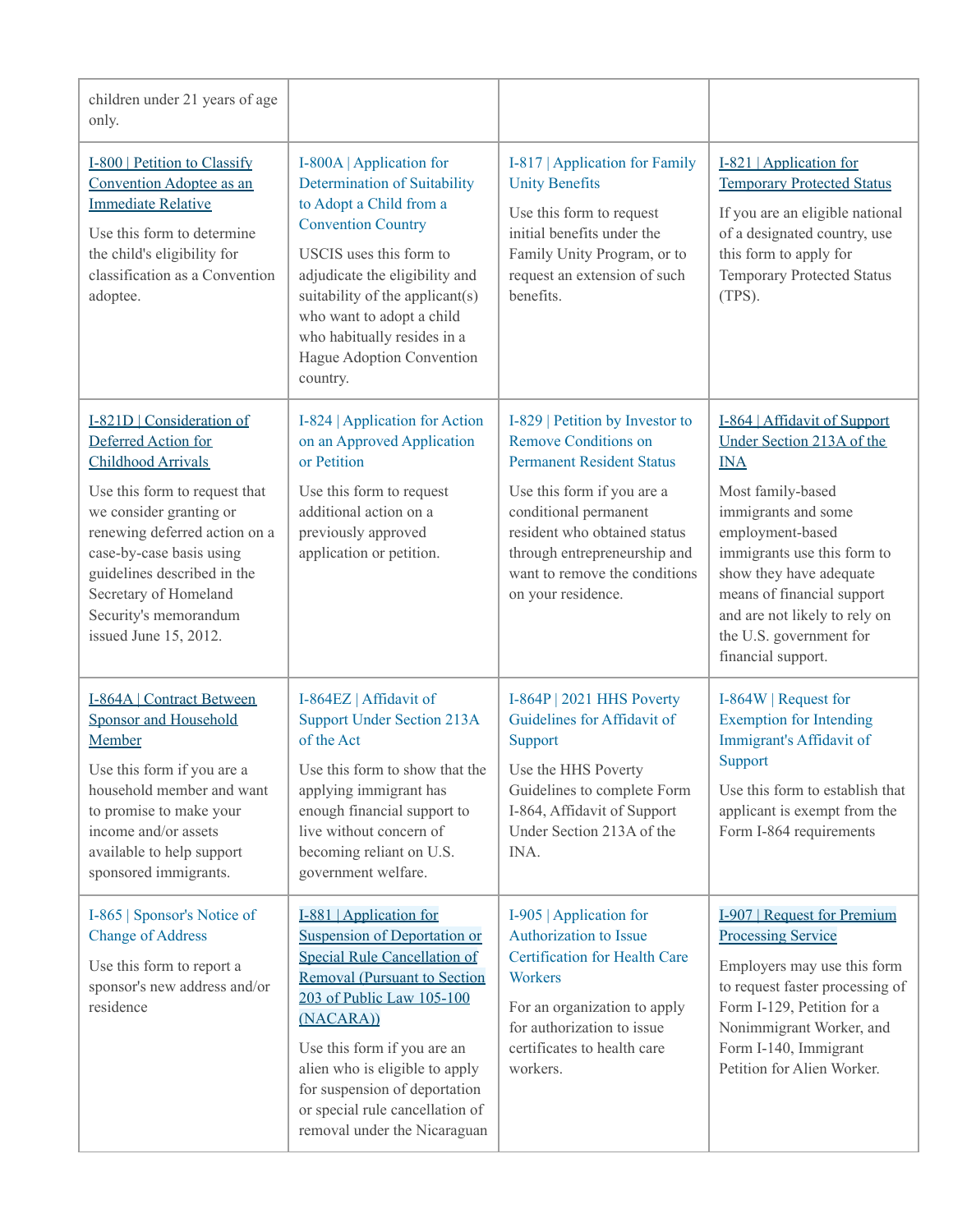| | | | |
|---|---|---|---|
| children under 21 years of age only. | | | |
| I-800 \| Petition to Classify Convention Adoptee as an Immediate Relative<br><br>Use this form to determine the child's eligibility for classification as a Convention adoptee. | I-800A \| Application for Determination of Suitability to Adopt a Child from a Convention Country<br><br>USCIS uses this form to adjudicate the eligibility and suitability of the applicant(s) who want to adopt a child who habitually resides in a Hague Adoption Convention country. | I-817 \| Application for Family Unity Benefits<br><br>Use this form to request initial benefits under the Family Unity Program, or to request an extension of such benefits. | I-821 \| Application for Temporary Protected Status<br><br>If you are an eligible national of a designated country, use this form to apply for Temporary Protected Status (TPS). |
| I-821D \| Consideration of Deferred Action for Childhood Arrivals<br><br>Use this form to request that we consider granting or renewing deferred action on a case-by-case basis using guidelines described in the Secretary of Homeland Security's memorandum issued June 15, 2012. | I-824 \| Application for Action on an Approved Application or Petition<br><br>Use this form to request additional action on a previously approved application or petition. | I-829 \| Petition by Investor to Remove Conditions on Permanent Resident Status<br><br>Use this form if you are a conditional permanent resident who obtained status through entrepreneurship and want to remove the conditions on your residence. | I-864 \| Affidavit of Support Under Section 213A of the INA<br><br>Most family-based immigrants and some employment-based immigrants use this form to show they have adequate means of financial support and are not likely to rely on the U.S. government for financial support. |
| I-864A \| Contract Between Sponsor and Household Member<br><br>Use this form if you are a household member and want to promise to make your income and/or assets available to help support sponsored immigrants. | I-864EZ \| Affidavit of Support Under Section 213A of the Act<br><br>Use this form to show that the applying immigrant has enough financial support to live without concern of becoming reliant on U.S. government welfare. | I-864P \| 2021 HHS Poverty Guidelines for Affidavit of Support<br><br>Use the HHS Poverty Guidelines to complete Form I-864, Affidavit of Support Under Section 213A of the INA. | I-864W \| Request for Exemption for Intending Immigrant's Affidavit of Support<br><br>Use this form to establish that applicant is exempt from the Form I-864 requirements |
| I-865 \| Sponsor's Notice of Change of Address<br><br>Use this form to report a sponsor's new address and/or residence | I-881 \| Application for Suspension of Deportation or Special Rule Cancellation of Removal (Pursuant to Section 203 of Public Law 105-100 (NACARA))<br><br>Use this form if you are an alien who is eligible to apply for suspension of deportation or special rule cancellation of removal under the Nicaraguan | I-905 \| Application for Authorization to Issue Certification for Health Care Workers<br><br>For an organization to apply for authorization to issue certificates to health care workers. | I-907 \| Request for Premium Processing Service<br><br>Employers may use this form to request faster processing of Form I-129, Petition for a Nonimmigrant Worker, and Form I-140, Immigrant Petition for Alien Worker. |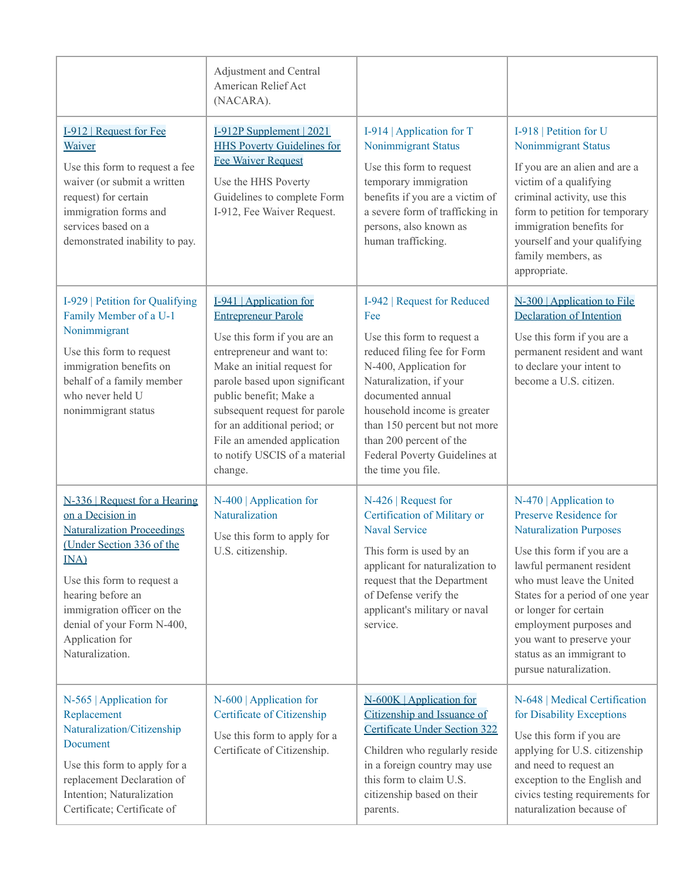| | | | |
|---|---|---|---|
| | Adjustment and Central American Relief Act (NACARA). | | |
| I-912 \| Request for Fee Waiver<br><br>Use this form to request a fee waiver (or submit a written request) for certain immigration forms and services based on a demonstrated inability to pay. | I-912P Supplement \| 2021 HHS Poverty Guidelines for Fee Waiver Request<br><br>Use the HHS Poverty Guidelines to complete Form I-912, Fee Waiver Request. | I-914 \| Application for T Nonimmigrant Status<br><br>Use this form to request temporary immigration benefits if you are a victim of a severe form of trafficking in persons, also known as human trafficking. | I-918 \| Petition for U Nonimmigrant Status<br><br>If you are an alien and are a victim of a qualifying criminal activity, use this form to petition for temporary immigration benefits for yourself and your qualifying family members, as appropriate. |
| I-929 \| Petition for Qualifying Family Member of a U-1 Nonimmigrant<br><br>Use this form to request immigration benefits on behalf of a family member who never held U nonimmigrant status | I-941 \| Application for Entrepreneur Parole<br><br>Use this form if you are an entrepreneur and want to: Make an initial request for parole based upon significant public benefit; Make a subsequent request for parole for an additional period; or File an amended application to notify USCIS of a material change. | I-942 \| Request for Reduced Fee<br><br>Use this form to request a reduced filing fee for Form N-400, Application for Naturalization, if your documented annual household income is greater than 150 percent but not more than 200 percent of the Federal Poverty Guidelines at the time you file. | N-300 \| Application to File Declaration of Intention<br><br>Use this form if you are a permanent resident and want to declare your intent to become a U.S. citizen. |
| N-336 \| Request for a Hearing on a Decision in Naturalization Proceedings (Under Section 336 of the INA)<br><br>Use this form to request a hearing before an immigration officer on the denial of your Form N-400, Application for Naturalization. | N-400 \| Application for Naturalization<br><br>Use this form to apply for U.S. citizenship. | N-426 \| Request for Certification of Military or Naval Service<br><br>This form is used by an applicant for naturalization to request that the Department of Defense verify the applicant's military or naval service. | N-470 \| Application to Preserve Residence for Naturalization Purposes<br><br>Use this form if you are a lawful permanent resident who must leave the United States for a period of one year or longer for certain employment purposes and you want to preserve your status as an immigrant to pursue naturalization. |
| N-565 \| Application for Replacement Naturalization/Citizenship Document<br><br>Use this form to apply for a replacement Declaration of Intention; Naturalization Certificate; Certificate of | N-600 \| Application for Certificate of Citizenship<br><br>Use this form to apply for a Certificate of Citizenship. | N-600K \| Application for Citizenship and Issuance of Certificate Under Section 322<br><br>Children who regularly reside in a foreign country may use this form to claim U.S. citizenship based on their parents. | N-648 \| Medical Certification for Disability Exceptions<br><br>Use this form if you are applying for U.S. citizenship and need to request an exception to the English and civics testing requirements for naturalization because of |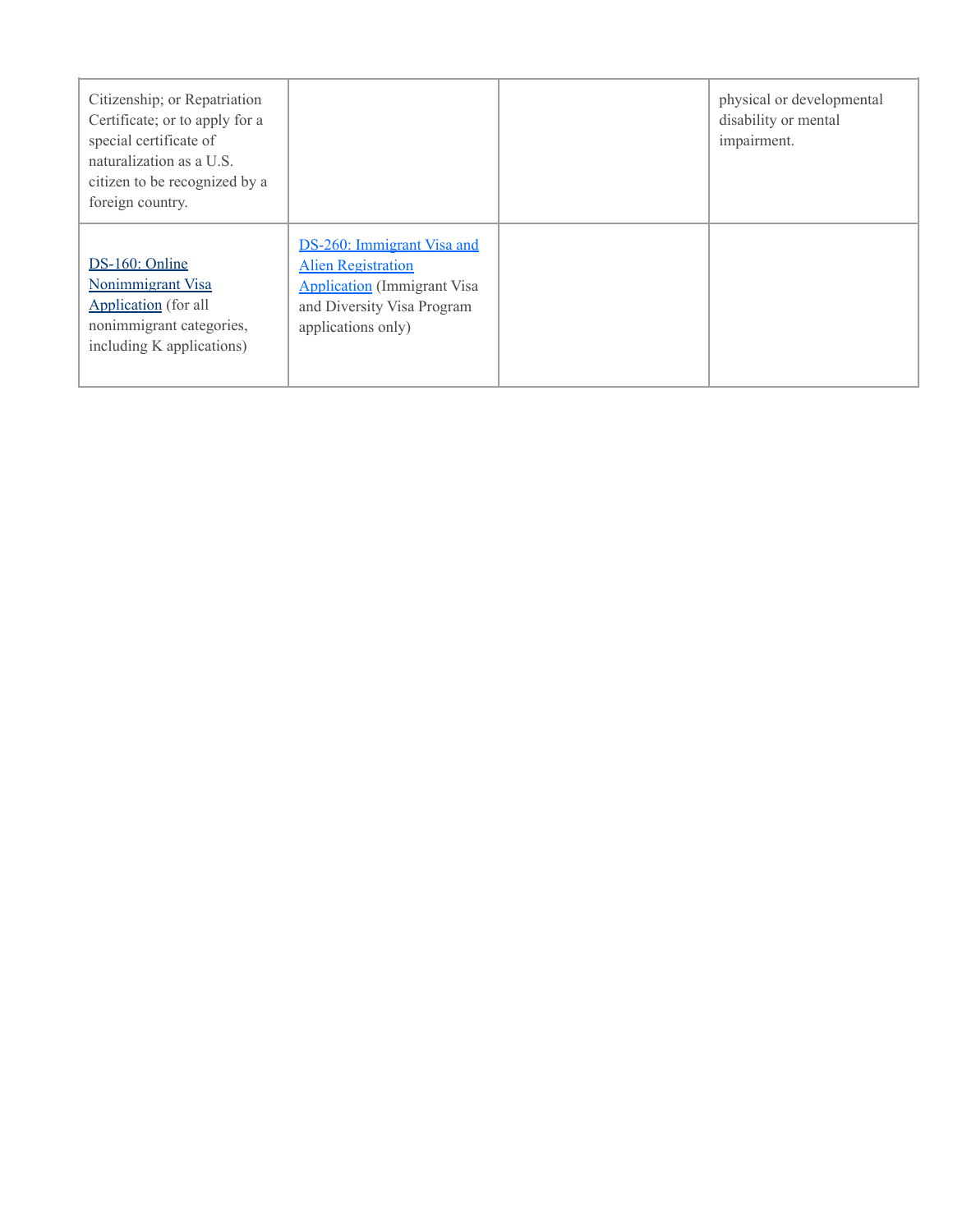| | | | |
|---|---|---|---|
| Citizenship; or Repatriation Certificate; or to apply for a special certificate of naturalization as a U.S. citizen to be recognized by a foreign country. | | | physical or developmental disability or mental impairment. |
| DS-160: Online Nonimmigrant Visa Application (for all nonimmigrant categories, including K applications) | DS-260: Immigrant Visa and Alien Registration Application (Immigrant Visa and Diversity Visa Program applications only) | | |